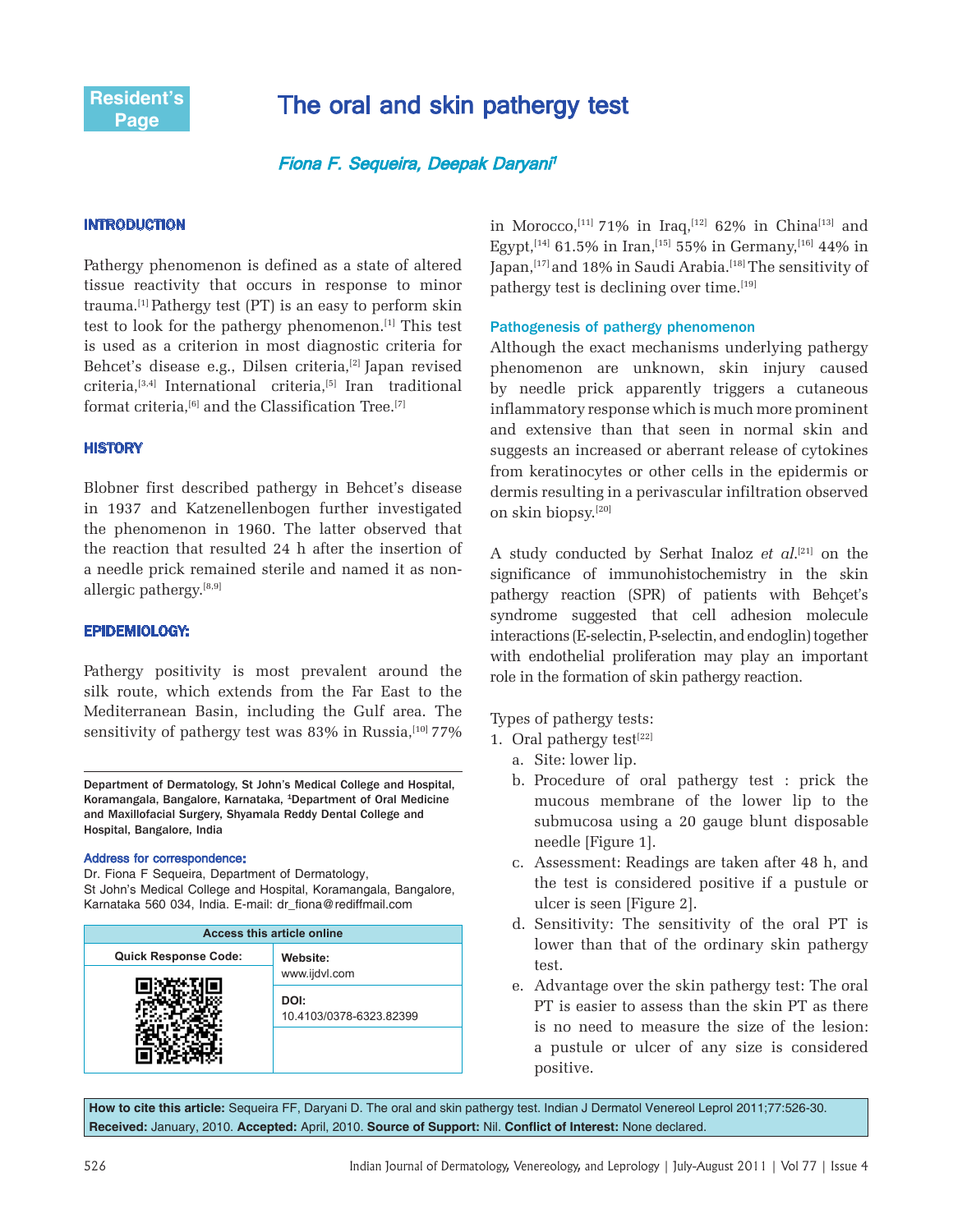Resident's Page

# The oral and skin pathergy test

*Fiona F. Sequeira, Deepak Daryani[1]*

## INTRODUCTION

Pathergy phenomenon is defined as a state of altered tissue reactivity that occurs in response to minor trauma.[1] Pathergy test (PT) is an easy to perform skin test to look for the pathergy phenomenon.[1] This test is used as a criterion in most diagnostic criteria for Behcet's disease e.g., Dilsen criteria,[2] Japan revised criteria,[3,4] International criteria,[5] Iran traditional format criteria,[6] and the Classification Tree.[7]

## HISTORY

Blobner first described pathergy in Behcet's disease in 1937 and Katzenellenbogen further investigated the phenomenon in 1960. The latter observed that the reaction that resulted 24 h after the insertion of a needle prick remained sterile and named it as non-allergic pathergy.[8,9]

## EPIDEMIOLOGY:

Pathergy positivity is most prevalent around the silk route, which extends from the Far East to the Mediterranean Basin, including the Gulf area. The sensitivity of pathergy test was 83% in Russia,[10] 77% in Morocco,[11] 71% in Iraq,[12] 62% in China[13] and Egypt,[14] 61.5% in Iran,[15] 55% in Germany,[16] 44% in Japan,[17] and 18% in Saudi Arabia.[18] The sensitivity of pathergy test is declining over time.[19]

### Pathogenesis of pathergy phenomenon

Although the exact mechanisms underlying pathergy phenomenon are unknown, skin injury caused by needle prick apparently triggers a cutaneous inflammatory response which is much more prominent and extensive than that seen in normal skin and suggests an increased or aberrant release of cytokines from keratinocytes or other cells in the epidermis or dermis resulting in a perivascular infiltration observed on skin biopsy.[20]

A study conducted by Serhat Inaloz *et al.*[21] on the significance of immunohistochemistry in the skin pathergy reaction (SPR) of patients with Behçet's syndrome suggested that cell adhesion molecule interactions (E-selectin, P-selectin, and endoglin) together with endothelial proliferation may play an important role in the formation of skin pathergy reaction.

Types of pathergy tests:

1. Oral pathergy test[22]
   a. Site: lower lip.
   b. Procedure of oral pathergy test : prick the mucous membrane of the lower lip to the submucosa using a 20 gauge blunt disposable needle [Figure 1].
   c. Assessment: Readings are taken after 48 h, and the test is considered positive if a pustule or ulcer is seen [Figure 2].
   d. Sensitivity: The sensitivity of the oral PT is lower than that of the ordinary skin pathergy test.
   e. Advantage over the skin pathergy test: The oral PT is easier to assess than the skin PT as there is no need to measure the size of the lesion: a pustule or ulcer of any size is considered positive.

---

Department of Dermatology, St John's Medical College and Hospital, Koramangala, Bangalore, Karnataka, [1]Department of Oral Medicine and Maxillofacial Surgery, Shyamala Reddy Dental College and Hospital, Bangalore, India

**Address for correspondence:**
Dr. Fiona F Sequeira, Department of Dermatology, St John's Medical College and Hospital, Koramangala, Bangalore, Karnataka 560 034, India. E-mail: dr_fiona@rediffmail.com

| Access this article online | |
|---|---|
| Quick Response Code: | Website: www.ijdvl.com |
| | DOI: 10.4103/0378-6323.82399 |

**How to cite this article:** Sequeira FF, Daryani D. The oral and skin pathergy test. Indian J Dermatol Venereol Leprol 2011;77:526-30.
**Received:** January, 2010. **Accepted:** April, 2010. **Source of Support:** Nil. **Conflict of Interest:** None declared.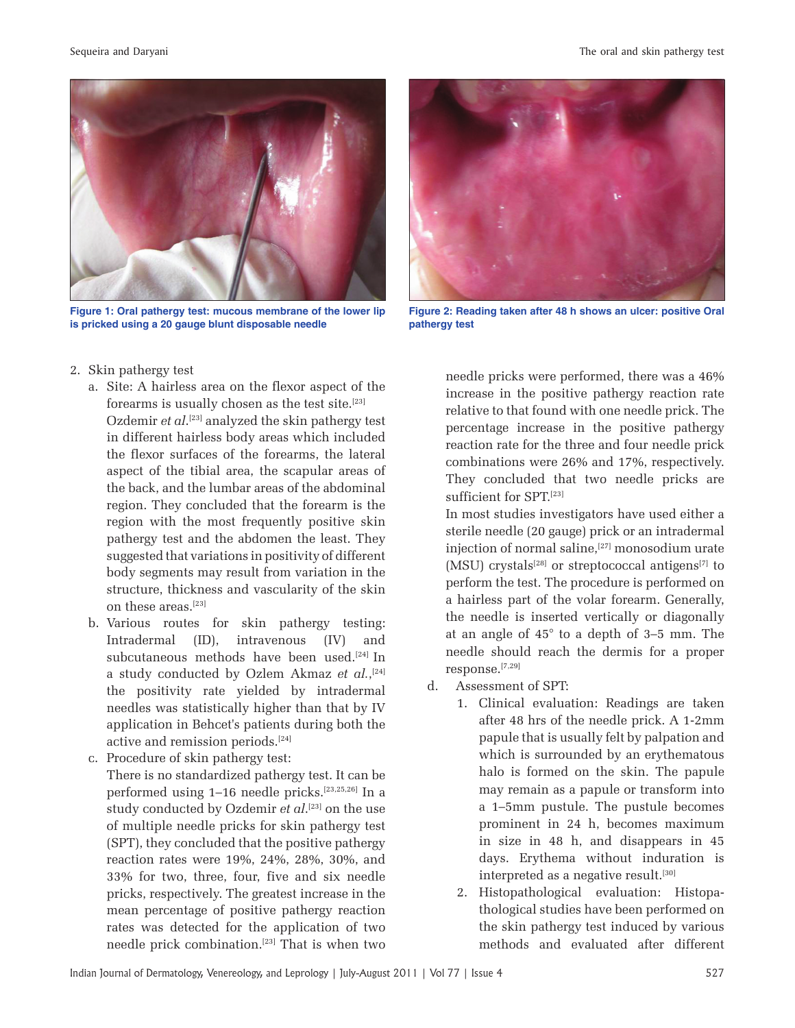Figure 1: Oral pathergy test: mucous membrane of the lower lip is pricked using a 20 gauge blunt disposable needle

Figure 2: Reading taken after 48 h shows an ulcer: positive Oral pathergy test

2. Skin pathergy test
   a. Site: A hairless area on the flexor aspect of the forearms is usually chosen as the test site.[23] Ozdemir *et al*.[23] analyzed the skin pathergy test in different hairless body areas which included the flexor surfaces of the forearms, the lateral aspect of the tibial area, the scapular areas of the back, and the lumbar areas of the abdominal region. They concluded that the forearm is the region with the most frequently positive skin pathergy test and the abdomen the least. They suggested that variations in positivity of different body segments may result from variation in the structure, thickness and vascularity of the skin on these areas.[23]
   b. Various routes for skin pathergy testing: Intradermal (ID), intravenous (IV) and subcutaneous methods have been used.[24] In a study conducted by Ozlem Akmaz *et al.*,[24] the positivity rate yielded by intradermal needles was statistically higher than that by IV application in Behcet's patients during both the active and remission periods.[24]
   c. Procedure of skin pathergy test:
      There is no standardized pathergy test. It can be performed using 1–16 needle pricks.[23,25,26] In a study conducted by Ozdemir *et al*.[23] on the use of multiple needle pricks for skin pathergy test (SPT), they concluded that the positive pathergy reaction rates were 19%, 24%, 28%, 30%, and 33% for two, three, four, five and six needle pricks, respectively. The greatest increase in the mean percentage of positive pathergy reaction rates was detected for the application of two needle prick combination.[23] That is when two needle pricks were performed, there was a 46% increase in the positive pathergy reaction rate relative to that found with one needle prick. The percentage increase in the positive pathergy reaction rate for the three and four needle prick combinations were 26% and 17%, respectively. They concluded that two needle pricks are sufficient for SPT.[23]
      In most studies investigators have used either a sterile needle (20 gauge) prick or an intradermal injection of normal saline,[27] monosodium urate (MSU) crystals[28] or streptococcal antigens[7] to perform the test. The procedure is performed on a hairless part of the volar forearm. Generally, the needle is inserted vertically or diagonally at an angle of 45° to a depth of 3–5 mm. The needle should reach the dermis for a proper response.[7,29]
   d. Assessment of SPT:
      1. Clinical evaluation: Readings are taken after 48 hrs of the needle prick. A 1-2mm papule that is usually felt by palpation and which is surrounded by an erythematous halo is formed on the skin. The papule may remain as a papule or transform into a 1–5mm pustule. The pustule becomes prominent in 24 h, becomes maximum in size in 48 h, and disappears in 45 days. Erythema without induration is interpreted as a negative result.[30]
      2. Histopathological evaluation: Histopathological studies have been performed on the skin pathergy test induced by various methods and evaluated after different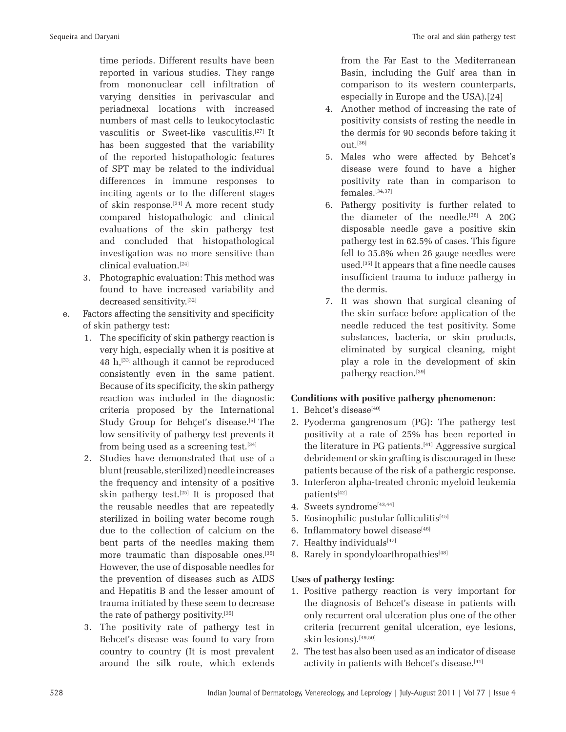time periods. Different results have been reported in various studies. They range from mononuclear cell infiltration of varying densities in perivascular and periadnexal locations with increased numbers of mast cells to leukocytoclastic vasculitis or Sweet-like vasculitis.[27] It has been suggested that the variability of the reported histopathologic features of SPT may be related to the individual differences in immune responses to inciting agents or to the different stages of skin response.[31] A more recent study compared histopathologic and clinical evaluations of the skin pathergy test and concluded that histopathological investigation was no more sensitive than clinical evaluation.[24]

3. Photographic evaluation: This method was found to have increased variability and decreased sensitivity.[32]

e. Factors affecting the sensitivity and specificity of skin pathergy test:

1. The specificity of skin pathergy reaction is very high, especially when it is positive at 48 h,[33] although it cannot be reproduced consistently even in the same patient. Because of its specificity, the skin pathergy reaction was included in the diagnostic criteria proposed by the International Study Group for Behçet's disease.[5] The low sensitivity of pathergy test prevents it from being used as a screening test.[34]
2. Studies have demonstrated that use of a blunt (reusable, sterilized) needle increases the frequency and intensity of a positive skin pathergy test.[25] It is proposed that the reusable needles that are repeatedly sterilized in boiling water become rough due to the collection of calcium on the bent parts of the needles making them more traumatic than disposable ones.[35] However, the use of disposable needles for the prevention of diseases such as AIDS and Hepatitis B and the lesser amount of trauma initiated by these seem to decrease the rate of pathergy positivity.[35]
3. The positivity rate of pathergy test in Behcet's disease was found to vary from country to country (It is most prevalent around the silk route, which extends from the Far East to the Mediterranean Basin, including the Gulf area than in comparison to its western counterparts, especially in Europe and the USA).[24]
4. Another method of increasing the rate of positivity consists of resting the needle in the dermis for 90 seconds before taking it out.[36]
5. Males who were affected by Behcet's disease were found to have a higher positivity rate than in comparison to females.[34,37]
6. Pathergy positivity is further related to the diameter of the needle.[38] A 20G disposable needle gave a positive skin pathergy test in 62.5% of cases. This figure fell to 35.8% when 26 gauge needles were used.[35] It appears that a fine needle causes insufficient trauma to induce pathergy in the dermis.
7. It was shown that surgical cleaning of the skin surface before application of the needle reduced the test positivity. Some substances, bacteria, or skin products, eliminated by surgical cleaning, might play a role in the development of skin pathergy reaction.[39]

**Conditions with positive pathergy phenomenon:**

1. Behcet's disease[40]
2. Pyoderma gangrenosum (PG): The pathergy test positivity at a rate of 25% has been reported in the literature in PG patients.[41] Aggressive surgical debridement or skin grafting is discouraged in these patients because of the risk of a pathergic response.
3. Interferon alpha-treated chronic myeloid leukemia patients[42]
4. Sweets syndrome[43,44]
5. Eosinophilic pustular folliculitis[45]
6. Inflammatory bowel disease[46]
7. Healthy individuals[47]
8. Rarely in spondyloarthropathies[48]

**Uses of pathergy testing:**

1. Positive pathergy reaction is very important for the diagnosis of Behcet's disease in patients with only recurrent oral ulceration plus one of the other criteria (recurrent genital ulceration, eye lesions, skin lesions).[49,50]
2. The test has also been used as an indicator of disease activity in patients with Behcet's disease.[41]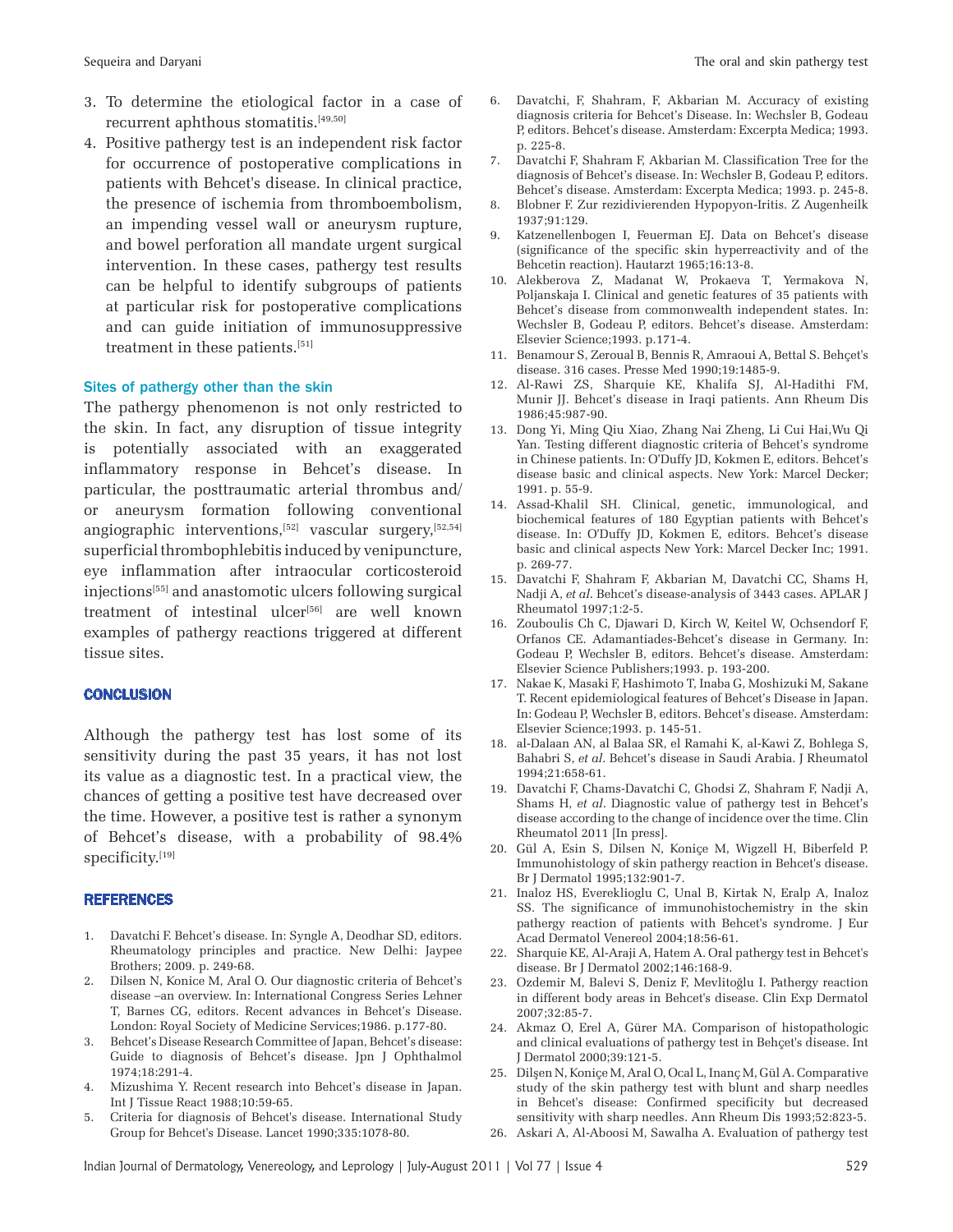3. To determine the etiological factor in a case of recurrent aphthous stomatitis.[49,50]
4. Positive pathergy test is an independent risk factor for occurrence of postoperative complications in patients with Behcet's disease. In clinical practice, the presence of ischemia from thromboembolism, an impending vessel wall or aneurysm rupture, and bowel perforation all mandate urgent surgical intervention. In these cases, pathergy test results can be helpful to identify subgroups of patients at particular risk for postoperative complications and can guide initiation of immunosuppressive treatment in these patients.[51]

### Sites of pathergy other than the skin

The pathergy phenomenon is not only restricted to the skin. In fact, any disruption of tissue integrity is potentially associated with an exaggerated inflammatory response in Behcet's disease. In particular, the posttraumatic arterial thrombus and/or aneurysm formation following conventional angiographic interventions,[52] vascular surgery,[52,54] superficial thrombophlebitis induced by venipuncture, eye inflammation after intraocular corticosteroid injections[55] and anastomotic ulcers following surgical treatment of intestinal ulcer[56] are well known examples of pathergy reactions triggered at different tissue sites.

## CONCLUSION

Although the pathergy test has lost some of its sensitivity during the past 35 years, it has not lost its value as a diagnostic test. In a practical view, the chances of getting a positive test have decreased over the time. However, a positive test is rather a synonym of Behcet's disease, with a probability of 98.4% specificity.[19]

## REFERENCES

1. Davatchi F. Behcet's disease. In: Syngle A, Deodhar SD, editors. Rheumatology principles and practice. New Delhi: Jaypee Brothers; 2009. p. 249-68.
2. Dilsen N, Konice M, Aral O. Our diagnostic criteria of Behcet's disease –an overview. In: International Congress Series Lehner T, Barnes CG, editors. Recent advances in Behcet's Disease. London: Royal Society of Medicine Services;1986. p.177-80.
3. Behcet's Disease Research Committee of Japan, Behcet's disease: Guide to diagnosis of Behcet's disease. Jpn J Ophthalmol 1974;18:291-4.
4. Mizushima Y. Recent research into Behcet's disease in Japan. Int J Tissue React 1988;10:59-65.
5. Criteria for diagnosis of Behcet's disease. International Study Group for Behcet's Disease. Lancet 1990;335:1078-80.
6. Davatchi, F, Shahram, F, Akbarian M. Accuracy of existing diagnosis criteria for Behcet's Disease. In: Wechsler B, Godeau P, editors. Behcet's disease. Amsterdam: Excerpta Medica; 1993. p. 225-8.
7. Davatchi F, Shahram F, Akbarian M. Classification Tree for the diagnosis of Behcet's disease. In: Wechsler B, Godeau P, editors. Behcet's disease. Amsterdam: Excerpta Medica; 1993. p. 245-8.
8. Blobner F. Zur rezidivierenden Hypopyon-Iritis. Z Augenheilk 1937;91:129.
9. Katzenellenbogen I, Feuerman EJ. Data on Behcet's disease (significance of the specific skin hyperreactivity and of the Behcetin reaction). Hautarzt 1965;16:13-8.
10. Alekberova Z, Madanat W, Prokaeva T, Yermakova N, Poljanskaja I. Clinical and genetic features of 35 patients with Behcet's disease from commonwealth independent states. In: Wechsler B, Godeau P, editors. Behcet's disease. Amsterdam: Elsevier Science;1993. p.171-4.
11. Benamour S, Zeroual B, Bennis R, Amraoui A, Bettal S. Behçet's disease. 316 cases. Presse Med 1990;19:1485-9.
12. Al-Rawi ZS, Sharquie KE, Khalifa SJ, Al-Hadithi FM, Munir JJ. Behcet's disease in Iraqi patients. Ann Rheum Dis 1986;45:987-90.
13. Dong Yi, Ming Qiu Xiao, Zhang Nai Zheng, Li Cui Hai,Wu Qi Yan. Testing different diagnostic criteria of Behcet's syndrome in Chinese patients. In: O'Duffy JD, Kokmen E, editors. Behcet's disease basic and clinical aspects. New York: Marcel Decker; 1991. p. 55-9.
14. Assad-Khalil SH. Clinical, genetic, immunological, and biochemical features of 180 Egyptian patients with Behcet's disease. In: O'Duffy JD, Kokmen E, editors. Behcet's disease basic and clinical aspects New York: Marcel Decker Inc; 1991. p. 269-77.
15. Davatchi F, Shahram F, Akbarian M, Davatchi CC, Shams H, Nadji A, *et al*. Behcet's disease-analysis of 3443 cases. APLAR J Rheumatol 1997;1:2-5.
16. Zouboulis Ch C, Djawari D, Kirch W, Keitel W, Ochsendorf F, Orfanos CE. Adamantiades-Behcet's disease in Germany. In: Godeau P, Wechsler B, editors. Behcet's disease. Amsterdam: Elsevier Science Publishers;1993. p. 193-200.
17. Nakae K, Masaki F, Hashimoto T, Inaba G, Moshizuki M, Sakane T. Recent epidemiological features of Behcet's Disease in Japan. In: Godeau P, Wechsler B, editors. Behcet's disease. Amsterdam: Elsevier Science;1993. p. 145-51.
18. al-Dalaan AN, al Balaa SR, el Ramahi K, al-Kawi Z, Bohlega S, Bahabri S, *et al*. Behcet's disease in Saudi Arabia. J Rheumatol 1994;21:658-61.
19. Davatchi F, Chams-Davatchi C, Ghodsi Z, Shahram F, Nadji A, Shams H, *et al*. Diagnostic value of pathergy test in Behcet's disease according to the change of incidence over the time. Clin Rheumatol 2011 [In press].
20. Gül A, Esin S, Dilsen N, Koniçe M, Wigzell H, Biberfeld P. Immunohistology of skin pathergy reaction in Behcet's disease. Br J Dermatol 1995;132:901-7.
21. Inaloz HS, Evereklioglu C, Unal B, Kirtak N, Eralp A, Inaloz SS. The significance of immunohistochemistry in the skin pathergy reaction of patients with Behcet's syndrome. J Eur Acad Dermatol Venereol 2004;18:56-61.
22. Sharquie KE, Al-Araji A, Hatem A. Oral pathergy test in Behcet's disease. Br J Dermatol 2002;146:168-9.
23. Ozdemir M, Balevi S, Deniz F, Mevlitoğlu I. Pathergy reaction in different body areas in Behcet's disease. Clin Exp Dermatol 2007;32:85-7.
24. Akmaz O, Erel A, Gürer MA. Comparison of histopathologic and clinical evaluations of pathergy test in Behçet's disease. Int J Dermatol 2000;39:121-5.
25. Dilşen N, Koniçe M, Aral O, Ocal L, Inanç M, Gül A. Comparative study of the skin pathergy test with blunt and sharp needles in Behcet's disease: Confirmed specificity but decreased sensitivity with sharp needles. Ann Rheum Dis 1993;52:823-5.
26. Askari A, Al-Aboosi M, Sawalha A. Evaluation of pathergy test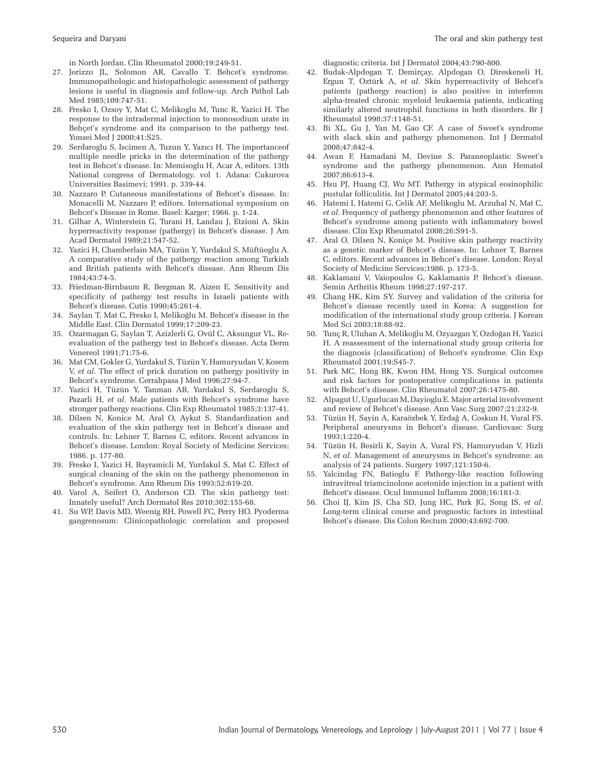in North Jordan. Clin Rheumatol 2000;19:249-51.

27. Jorizzo JL, Solomon AR, Cavallo T. Behcet's syndrome. Immunopathologic and histopathologic assessment of pathergy lesions is useful in diagnosis and follow-up. Arch Pathol Lab Med 1985;109:747-51.
28. Fresko I, Ozsoy Y, Mat C, Melikoglu M, Tunc R, Yazici H. The response to the intradermal injection to monosodium urate in Behçet's syndrome and its comparison to the pathergy test. Yonsei Med J 2000;41:S25.
29. Serdaroglu S, Iscimen A, Tuzun Y, Yazıcı H. The importanceof multiple needle pricks in the determination of the pathergy test in Behcet's disease. In: Memisoglu H, Acar A, editors. 13th National congress of Dermatology. vol 1. Adana: Cukurova Universities Basimevi; 1991. p. 339-44.
30. Nazzaro P. Cutaneous manifestations of Behcet's disease. In: Monacelli M, Nazzaro P, editors. International symposium on Behcet's Disease in Rome. Basel: Karger; 1966. p. 1-24.
31. Gilhar A, Winterstein G, Turani H, Landau J, Etzioni A. Skin hyperreactivity response (pathergy) in Behcet's disease. J Am Acad Dermatol 1989;21:547-52.
32. Yazici H, Chamberlain MA, Tüzün Y, Yurdakul S, Müftüoglu A. A comparative study of the pathergy reaction among Turkish and British patients with Behcet's disease. Ann Rheum Dis 1984;43:74-5.
33. Friedman-Birnbaum R, Bergman R, Aizen E. Sensitivity and specificity of pathergy test results in Israeli patients with Behcet's disease. Cutis 1990;45:261-4.
34. Saylan T, Mat C, Fresko I, Melikoğlu M. Behcet's disease in the Middle East. Clin Dermatol 1999;17:209-23.
35. Ozarmagan G, Saylan T, Azizlerli G, Ovül C, Aksungur VL. Re-evaluation of the pathergy test in Behcet's disease. Acta Derm Venereol 1991;71:75-6.
36. Mat CM, Gokler G, Yurdakul S, Tüzün Y, Hamuryudan V, Kosem V, *et al*. The effect of prick duration on pathergy positivity in Behcet's syndrome. Cerrahpasa J Med 1996;27:94-7.
37. Yazici H, Tüzün Y, Tanman AB, Yurdakul S, Serdaroglu S, Pazarli H, *et al*. Male patients with Behcet's syndrome have stronger pathergy reactions. Clin Exp Rheumatol 1985;3:137-41.
38. Dilsen N, Konice M, Aral O, Aykut S. Standardization and evaluation of the skin pathergy test in Behcet's disease and controls. In: Lehner T, Barnes C, editors. Recent advances in Behcet's disease. London: Royal Society of Medicine Services; 1986. p. 177-80.
39. Fresko I, Yazici H, Bayramicli M, Yurdakul S, Mat C. Effect of surgical cleaning of the skin on the pathergy phenomenon in Behcet's syndrome. Ann Rheum Dis 1993;52:619-20.
40. Varol A, Seifert O, Anderson CD. The skin pathergy test: Innately useful? Arch Dermatol Res 2010;302:155-68.
41. Su WP, Davis MD, Weenig RH, Powell FC, Perry HO. Pyoderma gangrenosum: Clinicopathologic correlation and proposed diagnostic criteria. Int J Dermatol 2004;43:790-800.
42. Budak-Alpdogan T, Demirçay, Alpdogan O, Direskeneli H, Ergun T, Oztürk A, *et al*. Skin hyperreactivity of Behcet's patients (pathergy reaction) is also positive in interferon alpha-treated chronic myeloid leukaemia patients, indicating similarly altered neutrophil functions in both disorders. Br J Rheumatol 1998;37:1148-51.
43. Bi XL, Gu J, Yan M, Gao CF. A case of Sweet's syndrome with slack skin and pathergy phenomenon. Int J Dermatol 2008;47:842-4.
44. Awan F, Hamadani M, Devine S. Paraneoplastic Sweet's syndrome and the pathergy phenomenon. Ann Hematol 2007;86:613-4.
45. Hsu PJ, Huang CJ, Wu MT. Pathergy in atypical eosinophilic pustular folliculitis. Int J Dermatol 2005;44:203-5.
46. Hatemi I, Hatemi G, Celik AF, Melikoglu M, Arzuhal N, Mat C, *et al*. Frequency of pathergy phenomenon and other features of Behcet's syndrome among patients with inflammatory bowel disease. Clin Exp Rheumatol 2008;26:S91-5.
47. Aral O, Dilsen N, Koniçe M. Positive skin pathergy reactivity as a genetic marker of Behcet's disease. In: Lehner T, Barnes C, editors. Recent advances in Behcet's disease. London: Royal Society of Medicine Services;1986. p. 173-5.
48. Kaklamani V, Vaiopoulos G, Kaklamanis P. Behcet's disease. Semin Arthritis Rheum 1998;27:197-217.
49. Chang HK, Kim SY. Survey and validation of the criteria for Behcet's disease recently used in Korea: A suggestion for modification of the international study group criteria. J Korean Med Sci 2003;18:88-92.
50. Tunç R, Uluhan A, Melikoğlu M, Ozyazgan Y, Ozdoğan H, Yazici H. A reassessment of the international study group criteria for the diagnosis (classification) of Behcet's syndrome. Clin Exp Rheumatol 2001;19:S45-7.
51. Park MC, Hong BK, Kwon HM, Hong YS. Surgical outcomes and risk factors for postoperative complications in patients with Behcet's disease. Clin Rheumatol 2007;26:1475-80.
52. Alpagut U, Ugurlucan M, Dayioglu E. Major arterial involvement and review of Behcet's disease. Ann Vasc Surg 2007;21:232-9.
53. Tüzün H, Sayin A, Karaözbek Y, Erdağ A, Coskun H, Vural FS. Peripheral aneurysms in Behcet's disease. Cardiovasc Surg 1993;1:220-4.
54. Tüzün H, Besirli K, Sayin A, Vural FS, Hamuryudan V, Hizli N, *et al*. Management of aneurysms in Behcet's syndrome: an analysis of 24 patients. Surgery 1997;121:150-6.
55. Yalcindag FN, Batioglu F. Pathergy-like reaction following intravitreal triamcinolone acetonide injection in a patient with Behcet's disease. Ocul Immunol Inflamm 2008;16:181-3.
56. Choi IJ, Kim JS, Cha SD, Jung HC, Park JG, Song IS, *et al*. Long-term clinical course and prognostic factors in intestinal Behcet's disease. Dis Colon Rectum 2000;43:692-700.